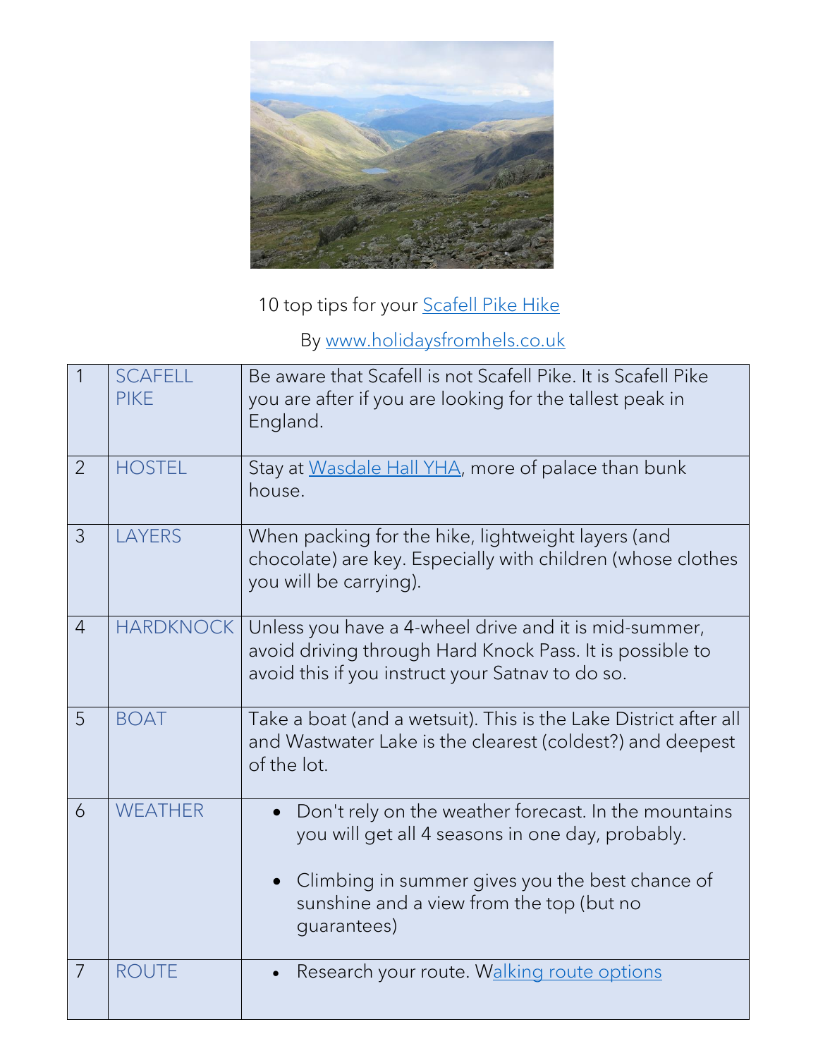10 top tips for your Scafell Pike Hike

By www.holidaysfromhels.co.uk

| 1 | SCAFELL PIKE | Be aware that Scafell is not Scafell Pike. It is Scafell Pike you are after if you are looking for the tallest peak in England. |
|---|---|---|
| 2 | HOSTEL | Stay at Wasdale Hall YHA, more of palace than bunk house. |
| 3 | LAYERS | When packing for the hike, lightweight layers (and chocolate) are key. Especially with children (whose clothes you will be carrying). |
| 4 | HARDKNOCK | Unless you have a 4-wheel drive and it is mid-summer, avoid driving through Hard Knock Pass. It is possible to avoid this if you instruct your Satnav to do so. |
| 5 | BOAT | Take a boat (and a wetsuit). This is the Lake District after all and Wastwater Lake is the clearest (coldest?) and deepest of the lot. |
| 6 | WEATHER | • Don't rely on the weather forecast. In the mountains you will get all 4 seasons in one day, probably.<br>• Climbing in summer gives you the best chance of sunshine and a view from the top (but no guarantees) |
| 7 | ROUTE | • Research your route. Walking route options |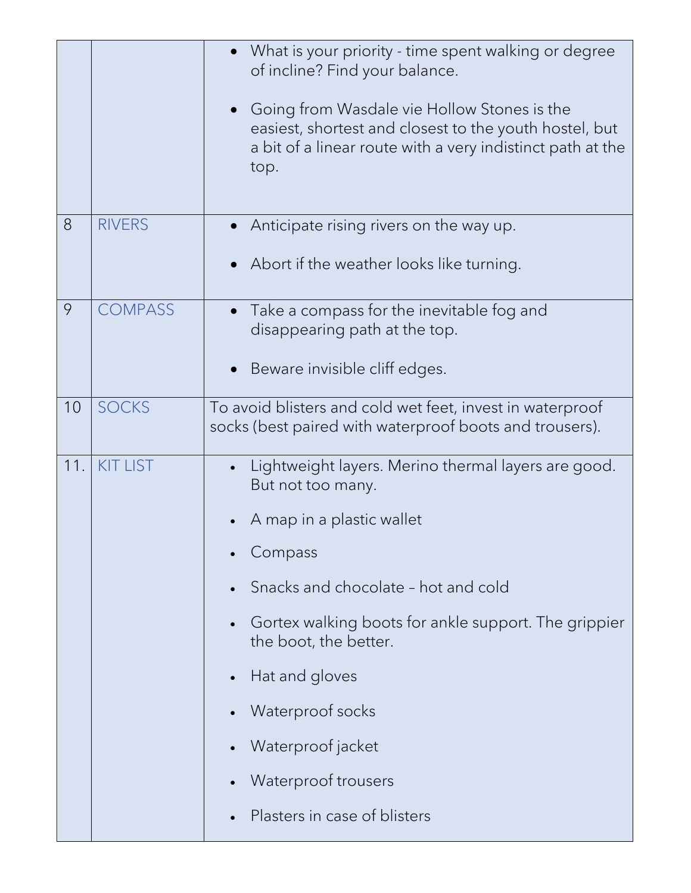| | | |
|---|---|---|
| | | • What is your priority - time spent walking or degree of incline? Find your balance.<br><br>• Going from Wasdale vie Hollow Stones is the easiest, shortest and closest to the youth hostel, but a bit of a linear route with a very indistinct path at the top. |
| 8 | RIVERS | • Anticipate rising rivers on the way up.<br><br>• Abort if the weather looks like turning. |
| 9 | COMPASS | • Take a compass for the inevitable fog and disappearing path at the top.<br><br>• Beware invisible cliff edges. |
| 10 | SOCKS | To avoid blisters and cold wet feet, invest in waterproof socks (best paired with waterproof boots and trousers). |
| 11. | KIT LIST | • Lightweight layers. Merino thermal layers are good. But not too many.<br><br>• A map in a plastic wallet<br><br>• Compass<br><br>• Snacks and chocolate – hot and cold<br><br>• Gortex walking boots for ankle support. The grippier the boot, the better.<br><br>• Hat and gloves<br><br>• Waterproof socks<br><br>• Waterproof jacket<br><br>• Waterproof trousers<br><br>• Plasters in case of blisters |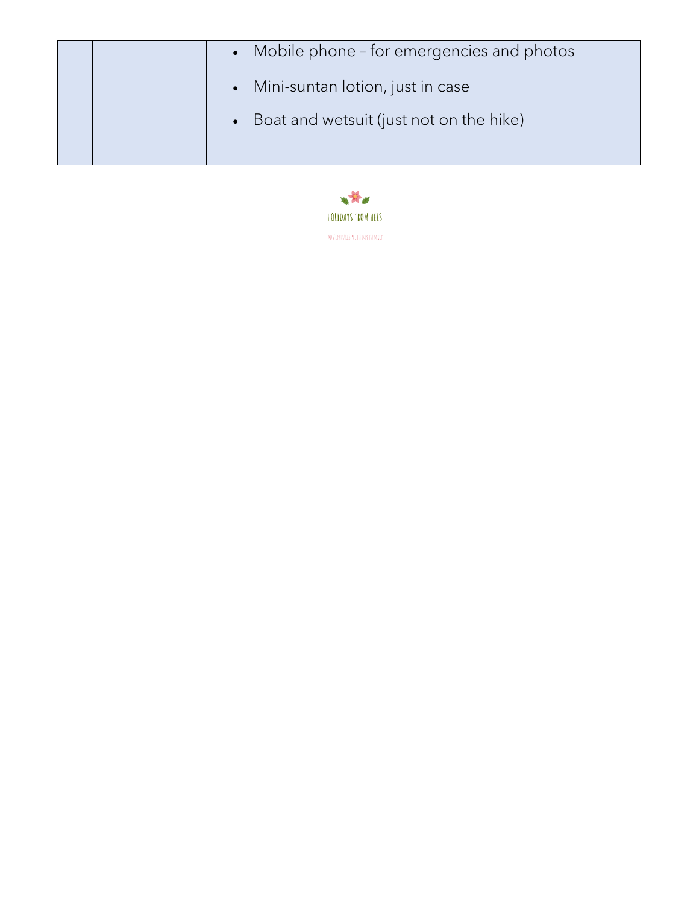| | | |
|---|---|---|
| | | • Mobile phone – for emergencies and photos<br>• Mini-suntan lotion, just in case<br>• Boat and wetsuit (just not on the hike) |

HOLIDAYS FROM HELS

ADVENTURES WITH MY FAMILY